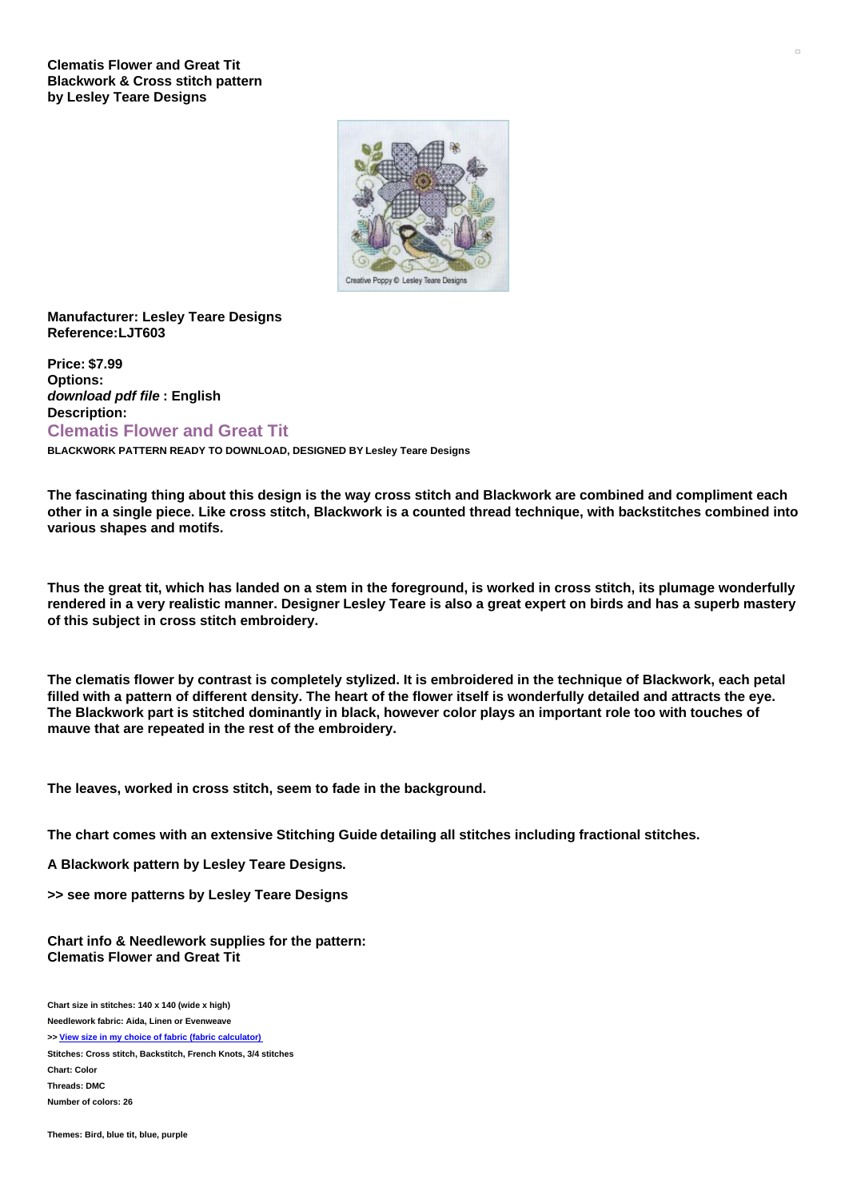**Clematis Flower and Great Tit**
**Blackwork & Cross stitch pattern**
**by Lesley Teare Designs**

**Manufacturer: Lesley Teare Designs**
**Reference:LJT603**

**Price: $7.99**
**Options:**
***download pdf file* : English**
**Description:**

## Clematis Flower and Great Tit

**BLACKWORK PATTERN READY TO DOWNLOAD, DESIGNED BY Lesley Teare Designs**

**The fascinating thing about this design is the way cross stitch and Blackwork are combined and compliment each other in a single piece. Like cross stitch, Blackwork is a counted thread technique, with backstitches combined into various shapes and motifs.**

**Thus the great tit, which has landed on a stem in the foreground, is worked in cross stitch, its plumage wonderfully rendered in a very realistic manner. Designer Lesley Teare is also a great expert on birds and has a superb mastery of this subject in cross stitch embroidery.**

**The clematis flower by contrast is completely stylized. It is embroidered in the technique of Blackwork, each petal filled with a pattern of different density. The heart of the flower itself is wonderfully detailed and attracts the eye. The Blackwork part is stitched dominantly in black, however color plays an important role too with touches of mauve that are repeated in the rest of the embroidery.**

**The leaves, worked in cross stitch, seem to fade in the background.**

**The chart comes with an extensive Stitching Guide detailing all stitches including fractional stitches.**

**A Blackwork pattern by Lesley Teare Designs.**

**>> see more patterns by Lesley Teare Designs**

**Chart info & Needlework supplies for the pattern:**
**Clematis Flower and Great Tit**

**Chart size in stitches: 140 x 140 (wide x high)**
**Needlework fabric: Aida, Linen or Evenweave**
**>> View size in my choice of fabric (fabric calculator)**
**Stitches: Cross stitch, Backstitch, French Knots, 3/4 stitches**
**Chart: Color**
**Threads: DMC**
**Number of colors: 26**

**Themes: Bird, blue tit, blue, purple**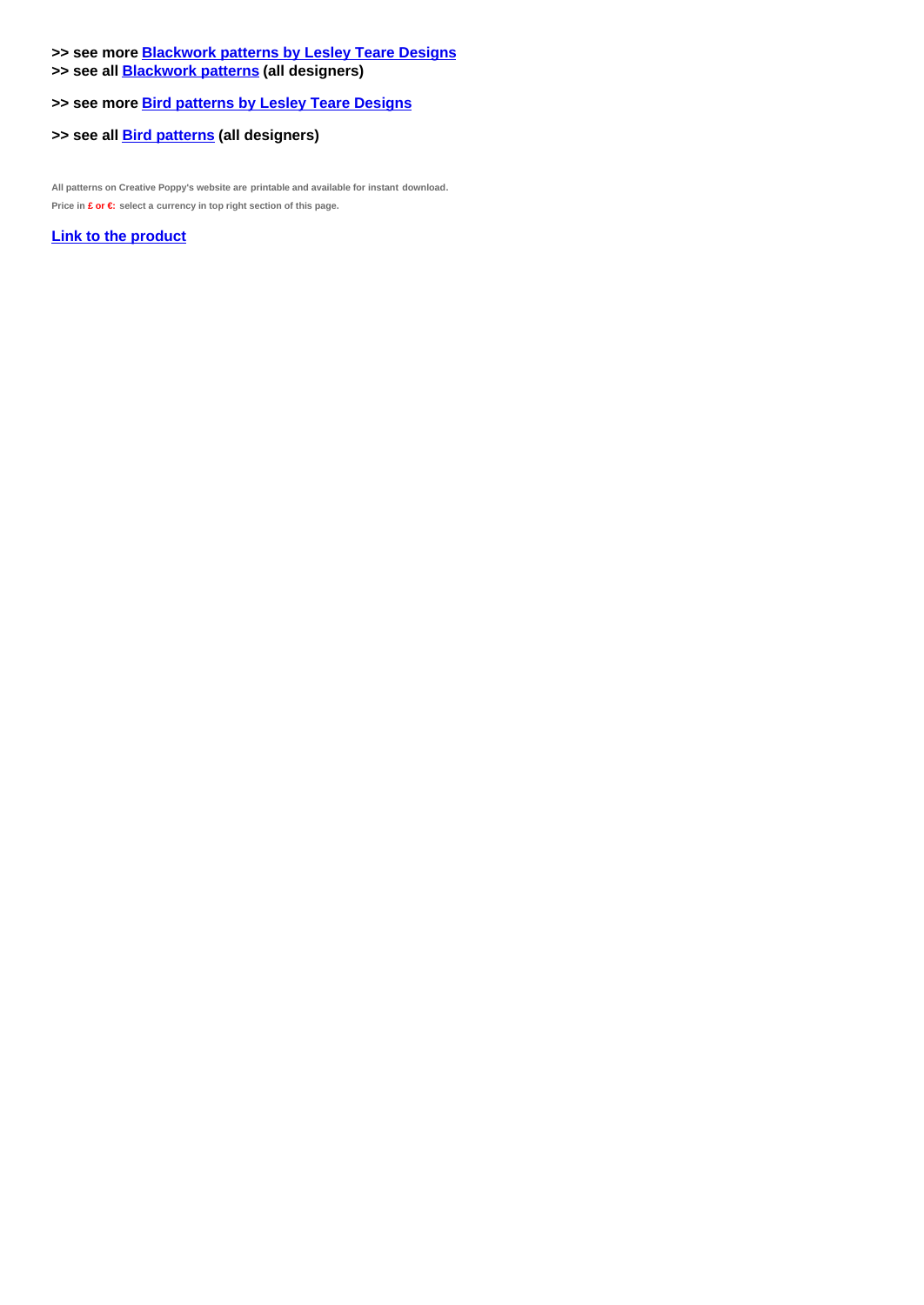**>> see more Blackwork patterns by Lesley Teare Designs**
**>> see all Blackwork patterns (all designers)**

**>> see more Bird patterns by Lesley Teare Designs**

**>> see all Bird patterns (all designers)**

All patterns on Creative Poppy's website are printable and available for instant download.

Price in **£ or €:** select a currency in top right section of this page.

**Link to the product**